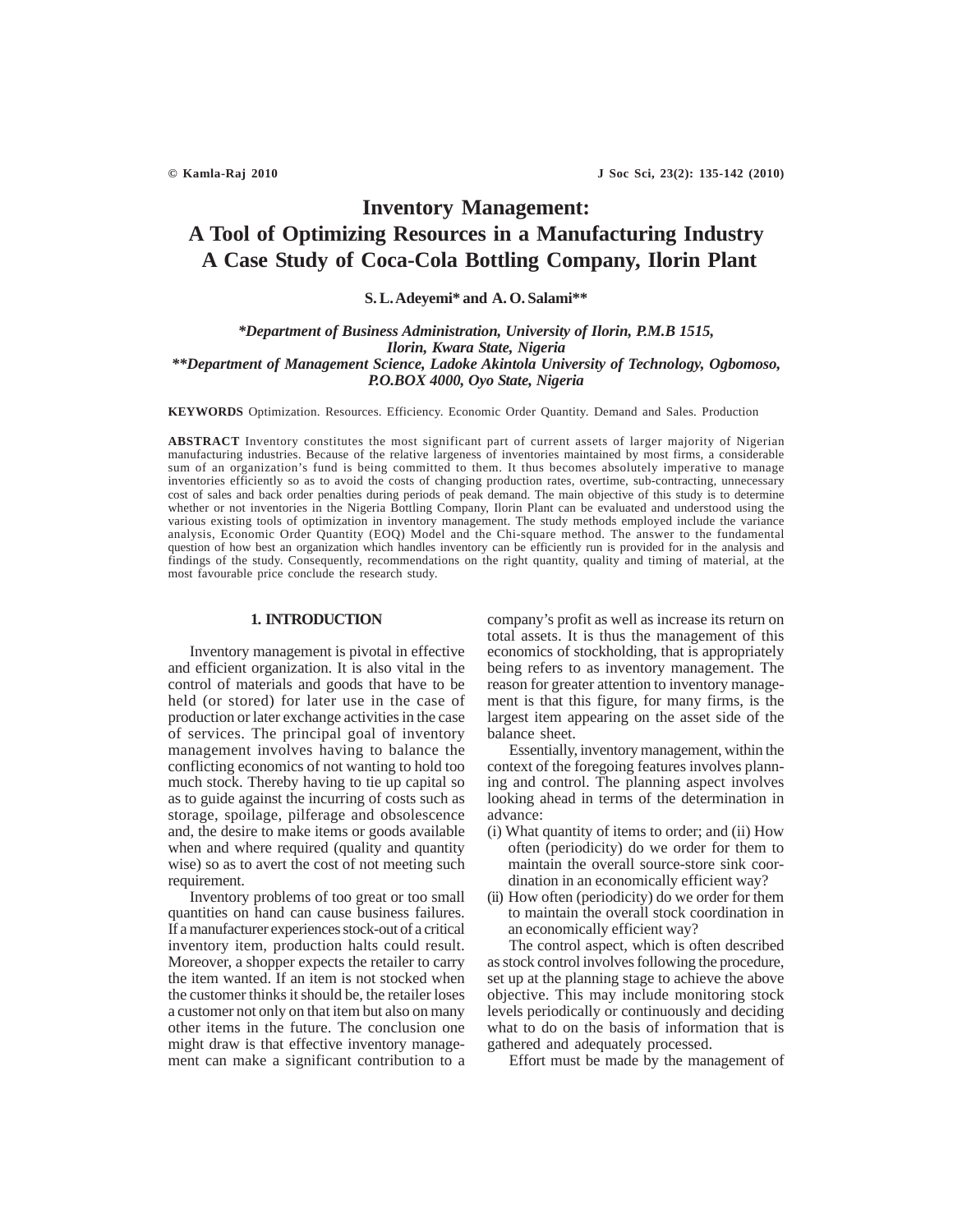# Inventory Management: A Tool of Optimizing Resources in a Manufacturing Industry A Case Study of Coca-Cola Bottling Company, Ilorin Plant

**S. L. Adeyemi* and A. O. Salami****

*\*Department of Business Administration, University of Ilorin, P.M.B 1515, Ilorin, Kwara State, Nigeria*
*\*\*Department of Management Science, Ladoke Akintola University of Technology, Ogbomoso, P.O.BOX 4000, Oyo State, Nigeria*

**KEYWORDS** Optimization. Resources. Efficiency. Economic Order Quantity. Demand and Sales. Production

**ABSTRACT** Inventory constitutes the most significant part of current assets of larger majority of Nigerian manufacturing industries. Because of the relative largeness of inventories maintained by most firms, a considerable sum of an organization's fund is being committed to them. It thus becomes absolutely imperative to manage inventories efficiently so as to avoid the costs of changing production rates, overtime, sub-contracting, unnecessary cost of sales and back order penalties during periods of peak demand. The main objective of this study is to determine whether or not inventories in the Nigeria Bottling Company, Ilorin Plant can be evaluated and understood using the various existing tools of optimization in inventory management. The study methods employed include the variance analysis, Economic Order Quantity (EOQ) Model and the Chi-square method. The answer to the fundamental question of how best an organization which handles inventory can be efficiently run is provided for in the analysis and findings of the study. Consequently, recommendations on the right quantity, quality and timing of material, at the most favourable price conclude the research study.

## 1. INTRODUCTION

Inventory management is pivotal in effective and efficient organization. It is also vital in the control of materials and goods that have to be held (or stored) for later use in the case of production or later exchange activities in the case of services. The principal goal of inventory management involves having to balance the conflicting economics of not wanting to hold too much stock. Thereby having to tie up capital so as to guide against the incurring of costs such as storage, spoilage, pilferage and obsolescence and, the desire to make items or goods available when and where required (quality and quantity wise) so as to avert the cost of not meeting such requirement.

Inventory problems of too great or too small quantities on hand can cause business failures. If a manufacturer experiences stock-out of a critical inventory item, production halts could result. Moreover, a shopper expects the retailer to carry the item wanted. If an item is not stocked when the customer thinks it should be, the retailer loses a customer not only on that item but also on many other items in the future. The conclusion one might draw is that effective inventory management can make a significant contribution to a company's profit as well as increase its return on total assets. It is thus the management of this economics of stockholding, that is appropriately being refers to as inventory management. The reason for greater attention to inventory management is that this figure, for many firms, is the largest item appearing on the asset side of the balance sheet.

Essentially, inventory management, within the context of the foregoing features involves planning and control. The planning aspect involves looking ahead in terms of the determination in advance:

(i) What quantity of items to order; and (ii) How often (periodicity) do we order for them to maintain the overall source-store sink coordination in an economically efficient way?
(ii) How often (periodicity) do we order for them to maintain the overall stock coordination in an economically efficient way?

The control aspect, which is often described as stock control involves following the procedure, set up at the planning stage to achieve the above objective. This may include monitoring stock levels periodically or continuously and deciding what to do on the basis of information that is gathered and adequately processed.

Effort must be made by the management of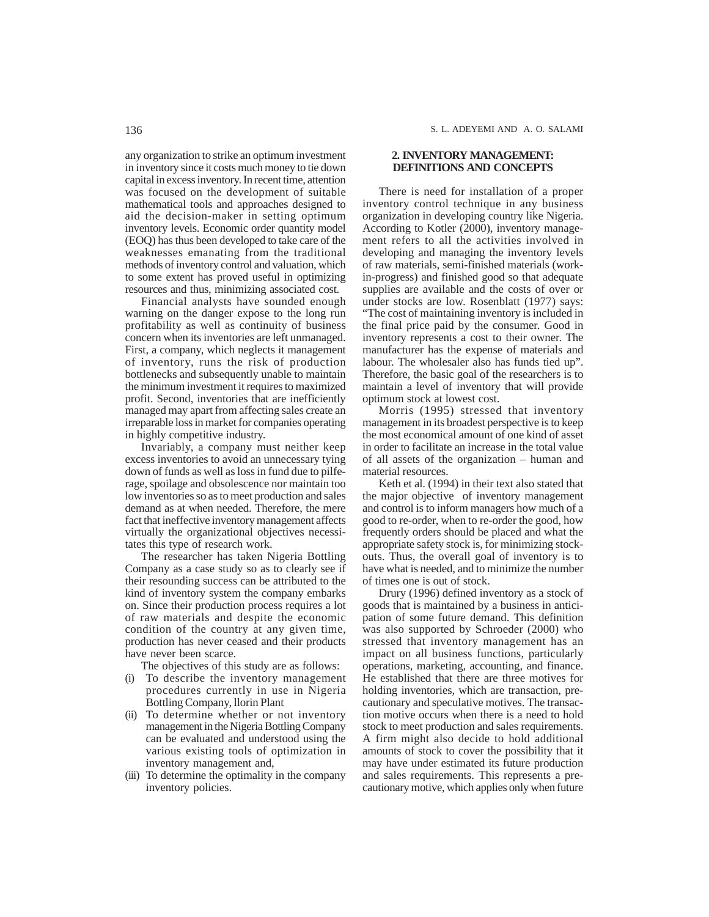any organization to strike an optimum investment in inventory since it costs much money to tie down capital in excess inventory. In recent time, attention was focused on the development of suitable mathematical tools and approaches designed to aid the decision-maker in setting optimum inventory levels. Economic order quantity model (EOQ) has thus been developed to take care of the weaknesses emanating from the traditional methods of inventory control and valuation, which to some extent has proved useful in optimizing resources and thus, minimizing associated cost.

Financial analysts have sounded enough warning on the danger expose to the long run profitability as well as continuity of business concern when its inventories are left unmanaged. First, a company, which neglects it management of inventory, runs the risk of production bottlenecks and subsequently unable to maintain the minimum investment it requires to maximized profit. Second, inventories that are inefficiently managed may apart from affecting sales create an irreparable loss in market for companies operating in highly competitive industry.

Invariably, a company must neither keep excess inventories to avoid an unnecessary tying down of funds as well as loss in fund due to pilferage, spoilage and obsolescence nor maintain too low inventories so as to meet production and sales demand as at when needed. Therefore, the mere fact that ineffective inventory management affects virtually the organizational objectives necessitates this type of research work.

The researcher has taken Nigeria Bottling Company as a case study so as to clearly see if their resounding success can be attributed to the kind of inventory system the company embarks on. Since their production process requires a lot of raw materials and despite the economic condition of the country at any given time, production has never ceased and their products have never been scarce.

The objectives of this study are as follows:

(i) To describe the inventory management procedures currently in use in Nigeria Bottling Company, llorin Plant
(ii) To determine whether or not inventory management in the Nigeria Bottling Company can be evaluated and understood using the various existing tools of optimization in inventory management and,
(iii) To determine the optimality in the company inventory policies.

## 2. INVENTORY MANAGEMENT: DEFINITIONS AND CONCEPTS

There is need for installation of a proper inventory control technique in any business organization in developing country like Nigeria. According to Kotler (2000), inventory management refers to all the activities involved in developing and managing the inventory levels of raw materials, semi-finished materials (work-in-progress) and finished good so that adequate supplies are available and the costs of over or under stocks are low. Rosenblatt (1977) says: "The cost of maintaining inventory is included in the final price paid by the consumer. Good in inventory represents a cost to their owner. The manufacturer has the expense of materials and labour. The wholesaler also has funds tied up". Therefore, the basic goal of the researchers is to maintain a level of inventory that will provide optimum stock at lowest cost.

Morris (1995) stressed that inventory management in its broadest perspective is to keep the most economical amount of one kind of asset in order to facilitate an increase in the total value of all assets of the organization – human and material resources.

Keth et al. (1994) in their text also stated that the major objective of inventory management and control is to inform managers how much of a good to re-order, when to re-order the good, how frequently orders should be placed and what the appropriate safety stock is, for minimizing stock-outs. Thus, the overall goal of inventory is to have what is needed, and to minimize the number of times one is out of stock.

Drury (1996) defined inventory as a stock of goods that is maintained by a business in anticipation of some future demand. This definition was also supported by Schroeder (2000) who stressed that inventory management has an impact on all business functions, particularly operations, marketing, accounting, and finance. He established that there are three motives for holding inventories, which are transaction, precautionary and speculative motives. The transaction motive occurs when there is a need to hold stock to meet production and sales requirements. A firm might also decide to hold additional amounts of stock to cover the possibility that it may have under estimated its future production and sales requirements. This represents a precautionary motive, which applies only when future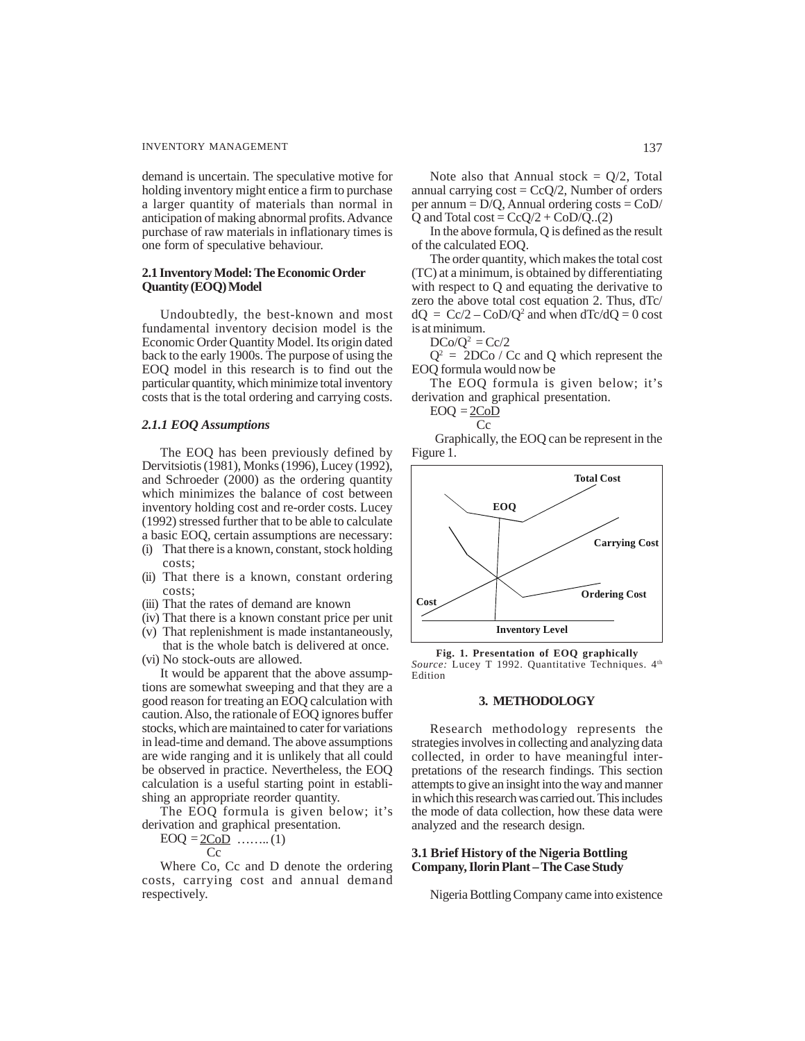demand is uncertain. The speculative motive for holding inventory might entice a firm to purchase a larger quantity of materials than normal in anticipation of making abnormal profits. Advance purchase of raw materials in inflationary times is one form of speculative behaviour.

## 2.1 Inventory Model: The Economic Order Quantity (EOQ) Model

Undoubtedly, the best-known and most fundamental inventory decision model is the Economic Order Quantity Model. Its origin dated back to the early 1900s. The purpose of using the EOQ model in this research is to find out the particular quantity, which minimize total inventory costs that is the total ordering and carrying costs.

### *2.1.1 EOQ Assumptions*

The EOQ has been previously defined by Dervitsiotis (1981), Monks (1996), Lucey (1992), and Schroeder (2000) as the ordering quantity which minimizes the balance of cost between inventory holding cost and re-order costs. Lucey (1992) stressed further that to be able to calculate a basic EOQ, certain assumptions are necessary:

(i) That there is a known, constant, stock holding costs;
(ii) That there is a known, constant ordering costs;
(iii) That the rates of demand are known
(iv) That there is a known constant price per unit
(v) That replenishment is made instantaneously, that is the whole batch is delivered at once.
(vi) No stock-outs are allowed.

It would be apparent that the above assumptions are somewhat sweeping and that they are a good reason for treating an EOQ calculation with caution. Also, the rationale of EOQ ignores buffer stocks, which are maintained to cater for variations in lead-time and demand. The above assumptions are wide ranging and it is unlikely that all could be observed in practice. Nevertheless, the EOQ calculation is a useful starting point in establishing an appropriate reorder quantity.

The EOQ formula is given below; it's derivation and graphical presentation.

$$EOQ = \frac{2CoD}{Cc} \quad \text{........(1)}$$

Where Co, Cc and D denote the ordering costs, carrying cost and annual demand respectively.

Note also that Annual stock = Q/2, Total annual carrying cost = CcQ/2, Number of orders per annum = D/Q, Annual ordering costs = CoD/Q and Total cost = CcQ/2 + CoD/Q..(2)

In the above formula, Q is defined as the result of the calculated EOQ.

The order quantity, which makes the total cost (TC) at a minimum, is obtained by differentiating with respect to Q and equating the derivative to zero the above total cost equation 2. Thus, $dTc/dQ = Cc/2 - CoD/Q^2$ and when $dTc/dQ = 0$ cost is at minimum.

$$DCo/Q^2 = Cc/2$$

$Q^2 = 2DCo / Cc$ and Q which represent the EOQ formula would now be

The EOQ formula is given below; it's derivation and graphical presentation.

$$EOQ = \frac{2CoD}{Cc}$$

Graphically, the EOQ can be represent in the Figure 1.

**Fig. 1. Presentation of EOQ graphically**
*Source:* Lucey T 1992. Quantitative Techniques. 4th Edition

## 3. METHODOLOGY

Research methodology represents the strategies involves in collecting and analyzing data collected, in order to have meaningful interpretations of the research findings. This section attempts to give an insight into the way and manner in which this research was carried out. This includes the mode of data collection, how these data were analyzed and the research design.

## 3.1 Brief History of the Nigeria Bottling Company, Ilorin Plant – The Case Study

Nigeria Bottling Company came into existence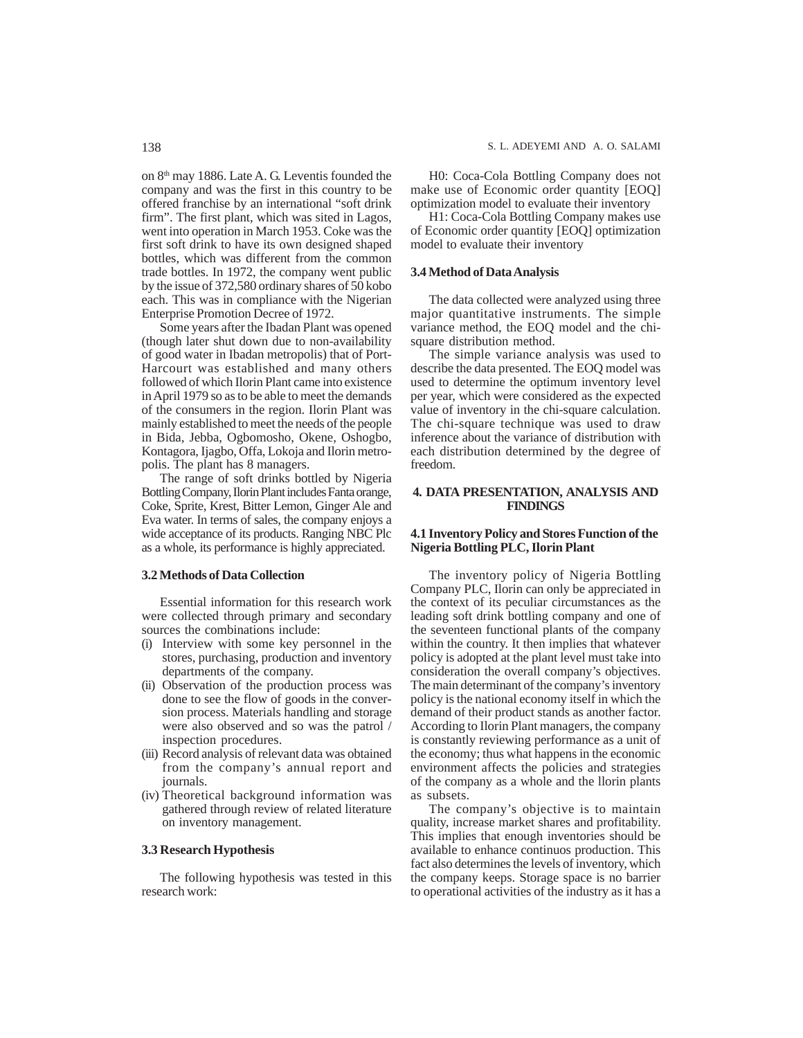on 8th may 1886. Late A. G. Leventis founded the company and was the first in this country to be offered franchise by an international "soft drink firm". The first plant, which was sited in Lagos, went into operation in March 1953. Coke was the first soft drink to have its own designed shaped bottles, which was different from the common trade bottles. In 1972, the company went public by the issue of 372,580 ordinary shares of 50 kobo each. This was in compliance with the Nigerian Enterprise Promotion Decree of 1972.

Some years after the Ibadan Plant was opened (though later shut down due to non-availability of good water in Ibadan metropolis) that of Port-Harcourt was established and many others followed of which Ilorin Plant came into existence in April 1979 so as to be able to meet the demands of the consumers in the region. Ilorin Plant was mainly established to meet the needs of the people in Bida, Jebba, Ogbomosho, Okene, Oshogbo, Kontagora, Ijagbo, Offa, Lokoja and Ilorin metropolis. The plant has 8 managers.

The range of soft drinks bottled by Nigeria Bottling Company, Ilorin Plant includes Fanta orange, Coke, Sprite, Krest, Bitter Lemon, Ginger Ale and Eva water. In terms of sales, the company enjoys a wide acceptance of its products. Ranging NBC Plc as a whole, its performance is highly appreciated.

### 3.2 Methods of Data Collection

Essential information for this research work were collected through primary and secondary sources the combinations include:

(i) Interview with some key personnel in the stores, purchasing, production and inventory departments of the company.
(ii) Observation of the production process was done to see the flow of goods in the conversion process. Materials handling and storage were also observed and so was the patrol / inspection procedures.
(iii) Record analysis of relevant data was obtained from the company's annual report and journals.
(iv) Theoretical background information was gathered through review of related literature on inventory management.

### 3.3 Research Hypothesis

The following hypothesis was tested in this research work:

H0: Coca-Cola Bottling Company does not make use of Economic order quantity [EOQ] optimization model to evaluate their inventory

H1: Coca-Cola Bottling Company makes use of Economic order quantity [EOQ] optimization model to evaluate their inventory

### 3.4 Method of Data Analysis

The data collected were analyzed using three major quantitative instruments. The simple variance method, the EOQ model and the chi-square distribution method.

The simple variance analysis was used to describe the data presented. The EOQ model was used to determine the optimum inventory level per year, which were considered as the expected value of inventory in the chi-square calculation. The chi-square technique was used to draw inference about the variance of distribution with each distribution determined by the degree of freedom.

## 4. DATA PRESENTATION, ANALYSIS AND FINDINGS

### 4.1 Inventory Policy and Stores Function of the Nigeria Bottling PLC, Ilorin Plant

The inventory policy of Nigeria Bottling Company PLC, Ilorin can only be appreciated in the context of its peculiar circumstances as the leading soft drink bottling company and one of the seventeen functional plants of the company within the country. It then implies that whatever policy is adopted at the plant level must take into consideration the overall company's objectives. The main determinant of the company's inventory policy is the national economy itself in which the demand of their product stands as another factor. According to Ilorin Plant managers, the company is constantly reviewing performance as a unit of the economy; thus what happens in the economic environment affects the policies and strategies of the company as a whole and the llorin plants as subsets.

The company's objective is to maintain quality, increase market shares and profitability. This implies that enough inventories should be available to enhance continuos production. This fact also determines the levels of inventory, which the company keeps. Storage space is no barrier to operational activities of the industry as it has a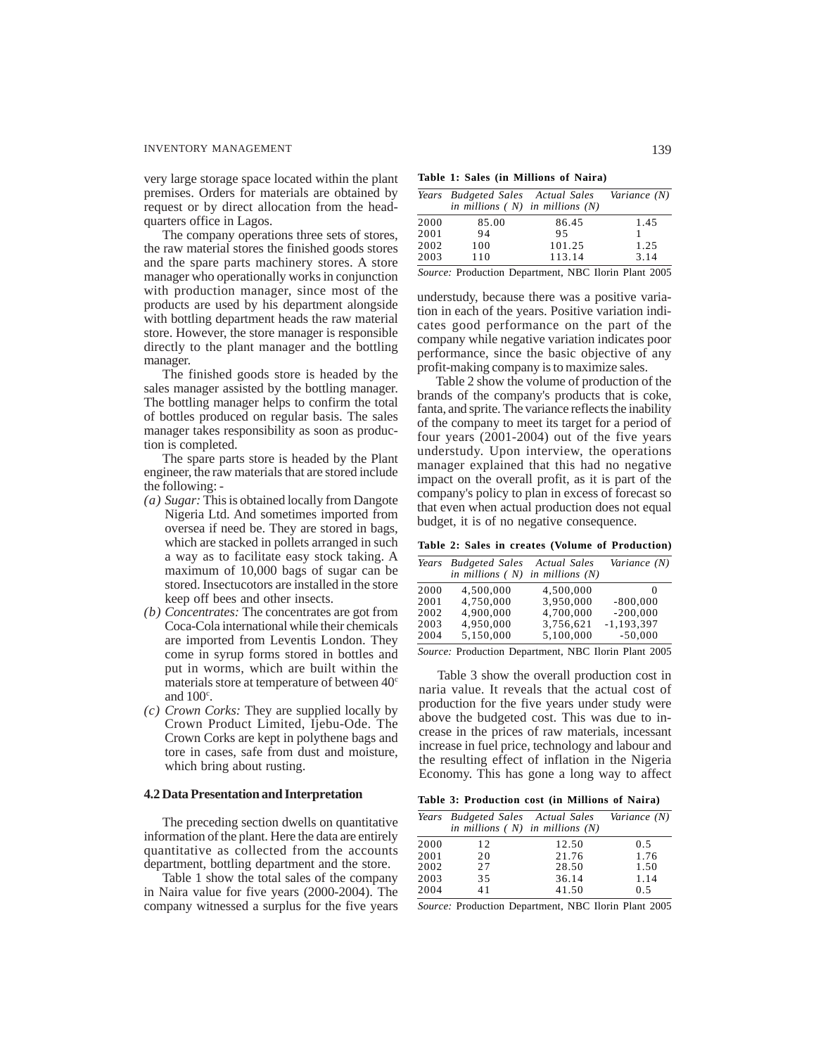very large storage space located within the plant premises. Orders for materials are obtained by request or by direct allocation from the headquarters office in Lagos.

The company operations three sets of stores, the raw material stores the finished goods stores and the spare parts machinery stores. A store manager who operationally works in conjunction with production manager, since most of the products are used by his department alongside with bottling department heads the raw material store. However, the store manager is responsible directly to the plant manager and the bottling manager.

The finished goods store is headed by the sales manager assisted by the bottling manager. The bottling manager helps to confirm the total of bottles produced on regular basis. The sales manager takes responsibility as soon as production is completed.

The spare parts store is headed by the Plant engineer, the raw materials that are stored include the following: -

- *(a) Sugar:* This is obtained locally from Dangote Nigeria Ltd. And sometimes imported from oversea if need be. They are stored in bags, which are stacked in pollets arranged in such a way as to facilitate easy stock taking. A maximum of 10,000 bags of sugar can be stored. Insectucotors are installed in the store keep off bees and other insects.
- *(b) Concentrates:* The concentrates are got from Coca-Cola international while their chemicals are imported from Leventis London. They come in syrup forms stored in bottles and put in worms, which are built within the materials store at temperature of between 40[c] and 100[c].
- *(c) Crown Corks:* They are supplied locally by Crown Product Limited, Ijebu-Ode. The Crown Corks are kept in polythene bags and tore in cases, safe from dust and moisture, which bring about rusting.

### 4.2 Data Presentation and Interpretation

The preceding section dwells on quantitative information of the plant. Here the data are entirely quantitative as collected from the accounts department, bottling department and the store.

Table 1 show the total sales of the company in Naira value for five years (2000-2004). The company witnessed a surplus for the five years understudy, because there was a positive variation in each of the years. Positive variation indicates good performance on the part of the company while negative variation indicates poor performance, since the basic objective of any profit-making company is to maximize sales.

**Table 1: Sales (in Millions of Naira)**

| *Years* | *Budgeted Sales in millions ( N)* | *Actual Sales in millions (N)* | *Variance (N)* |
|---|---|---|---|
| 2000 | 85.00 | 86.45 | 1.45 |
| 2001 | 94 | 95 | 1 |
| 2002 | 100 | 101.25 | 1.25 |
| 2003 | 110 | 113.14 | 3.14 |

*Source:* Production Department, NBC Ilorin Plant 2005

Table 2 show the volume of production of the brands of the company's products that is coke, fanta, and sprite. The variance reflects the inability of the company to meet its target for a period of four years (2001-2004) out of the five years understudy. Upon interview, the operations manager explained that this had no negative impact on the overall profit, as it is part of the company's policy to plan in excess of forecast so that even when actual production does not equal budget, it is of no negative consequence.

**Table 2: Sales in creates (Volume of Production)**

| *Years* | *Budgeted Sales in millions ( N)* | *Actual Sales in millions (N)* | *Variance (N)* |
|---|---|---|---|
| 2000 | 4,500,000 | 4,500,000 | 0 |
| 2001 | 4,750,000 | 3,950,000 | -800,000 |
| 2002 | 4,900,000 | 4,700,000 | -200,000 |
| 2003 | 4,950,000 | 3,756,621 | -1,193,397 |
| 2004 | 5,150,000 | 5,100,000 | -50,000 |

*Source:* Production Department, NBC Ilorin Plant 2005

Table 3 show the overall production cost in naria value. It reveals that the actual cost of production for the five years under study were above the budgeted cost. This was due to increase in the prices of raw materials, incessant increase in fuel price, technology and labour and the resulting effect of inflation in the Nigeria Economy. This has gone a long way to affect

**Table 3: Production cost (in Millions of Naira)**

| *Years* | *Budgeted Sales in millions ( N)* | *Actual Sales in millions (N)* | *Variance (N)* |
|---|---|---|---|
| 2000 | 12 | 12.50 | 0.5 |
| 2001 | 20 | 21.76 | 1.76 |
| 2002 | 27 | 28.50 | 1.50 |
| 2003 | 35 | 36.14 | 1.14 |
| 2004 | 41 | 41.50 | 0.5 |

*Source:* Production Department, NBC Ilorin Plant 2005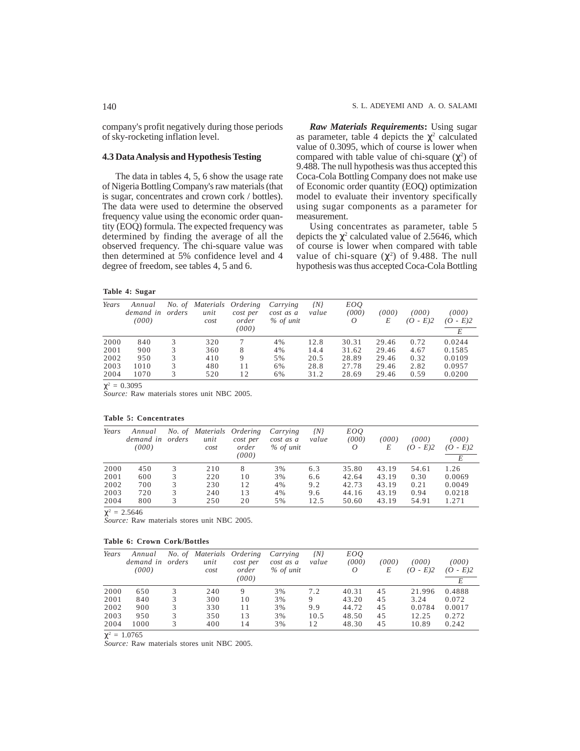company's profit negatively during those periods of sky-rocketing inflation level.

### 4.3 Data Analysis and Hypothesis Testing

The data in tables 4, 5, 6 show the usage rate of Nigeria Bottling Company's raw materials (that is sugar, concentrates and crown cork / bottles). The data were used to determine the observed frequency value using the economic order quantity (EOQ) formula. The expected frequency was determined by finding the average of all the observed frequency. The chi-square value was then determined at 5% confidence level and 4 degree of freedom, see tables 4, 5 and 6.

***Raw Materials Requirements*****:** Using sugar as parameter, table 4 depicts the $\chi^2$ calculated value of 0.3095, which of course is lower when compared with table value of chi-square ($\chi^2$) of 9.488. The null hypothesis was thus accepted this Coca-Cola Bottling Company does not make use of Economic order quantity (EOQ) optimization model to evaluate their inventory specifically using sugar components as a parameter for measurement.

Using concentrates as parameter, table 5 depicts the $\chi^2$ calculated value of 2.5646, which of course is lower when compared with table value of chi-square ($\chi^2$) of 9.488. The null hypothesis was thus accepted Coca-Cola Bottling

**Table 4: Sugar**

| Years | Annual demand in (000) | No. of orders | Materials unit cost | Ordering cost per order (000) | Carrying cost as a % of unit | {N} value | EOQ (000) O | (000) E | (000) (O - E)2 | (000) (O - E)2 / E |
|---|---|---|---|---|---|---|---|---|---|---|
| 2000 | 840 | 3 | 320 | 7 | 4% | 12.8 | 30.31 | 29.46 | 0.72 | 0.0244 |
| 2001 | 900 | 3 | 360 | 8 | 4% | 14.4 | 31.62 | 29.46 | 4.67 | 0.1585 |
| 2002 | 950 | 3 | 410 | 9 | 5% | 20.5 | 28.89 | 29.46 | 0.32 | 0.0109 |
| 2003 | 1010 | 3 | 480 | 11 | 6% | 28.8 | 27.78 | 29.46 | 2.82 | 0.0957 |
| 2004 | 1070 | 3 | 520 | 12 | 6% | 31.2 | 28.69 | 29.46 | 0.59 | 0.0200 |

$\chi^2$ = 0.3095

*Source:* Raw materials stores unit NBC 2005.

**Table 5: Concentrates**

| Years | Annual demand in (000) | No. of orders | Materials unit cost | Ordering cost per order (000) | Carrying cost as a % of unit | {N} value | EOQ (000) O | (000) E | (000) (O - E)2 | (000) (O - E)2 / E |
|---|---|---|---|---|---|---|---|---|---|---|
| 2000 | 450 | 3 | 210 | 8 | 3% | 6.3 | 35.80 | 43.19 | 54.61 | 1.26 |
| 2001 | 600 | 3 | 220 | 10 | 3% | 6.6 | 42.64 | 43.19 | 0.30 | 0.0069 |
| 2002 | 700 | 3 | 230 | 12 | 4% | 9.2 | 42.73 | 43.19 | 0.21 | 0.0049 |
| 2003 | 720 | 3 | 240 | 13 | 4% | 9.6 | 44.16 | 43.19 | 0.94 | 0.0218 |
| 2004 | 800 | 3 | 250 | 20 | 5% | 12.5 | 50.60 | 43.19 | 54.91 | 1.271 |

$\chi^2$ = 2.5646

*Source:* Raw materials stores unit NBC 2005.

**Table 6: Crown Cork/Bottles**

| Years | Annual demand in (000) | No. of orders | Materials unit cost | Ordering cost per order (000) | Carrying cost as a % of unit | {N} value | EOQ (000) O | (000) E | (000) (O - E)2 | (000) (O - E)2 / E |
|---|---|---|---|---|---|---|---|---|---|---|
| 2000 | 650 | 3 | 240 | 9 | 3% | 7.2 | 40.31 | 45 | 21.996 | 0.4888 |
| 2001 | 840 | 3 | 300 | 10 | 3% | 9 | 43.20 | 45 | 3.24 | 0.072 |
| 2002 | 900 | 3 | 330 | 11 | 3% | 9.9 | 44.72 | 45 | 0.0784 | 0.0017 |
| 2003 | 950 | 3 | 350 | 13 | 3% | 10.5 | 48.50 | 45 | 12.25 | 0.272 |
| 2004 | 1000 | 3 | 400 | 14 | 3% | 12 | 48.30 | 45 | 10.89 | 0.242 |

$\chi^2$ = 1.0765

*Source:* Raw materials stores unit NBC 2005.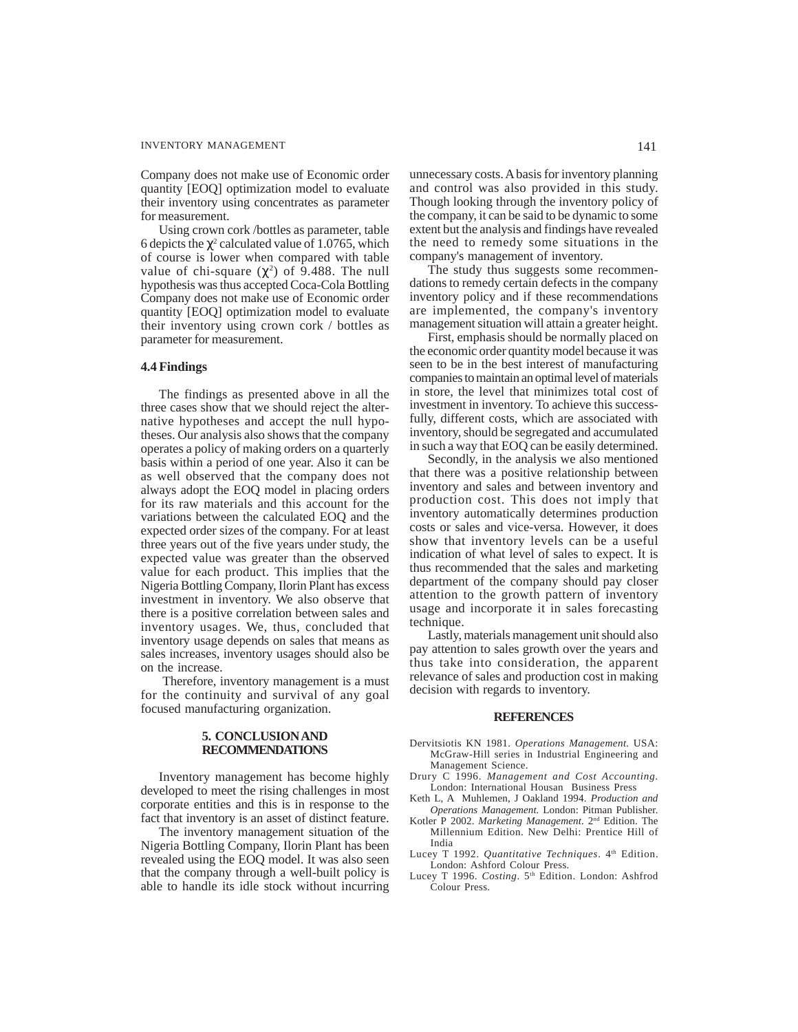Company does not make use of Economic order quantity [EOQ] optimization model to evaluate their inventory using concentrates as parameter for measurement.

Using crown cork /bottles as parameter, table 6 depicts the $\chi^2$ calculated value of 1.0765, which of course is lower when compared with table value of chi-square ($\chi^2$) of 9.488. The null hypothesis was thus accepted Coca-Cola Bottling Company does not make use of Economic order quantity [EOQ] optimization model to evaluate their inventory using crown cork / bottles as parameter for measurement.

### 4.4 Findings

The findings as presented above in all the three cases show that we should reject the alternative hypotheses and accept the null hypotheses. Our analysis also shows that the company operates a policy of making orders on a quarterly basis within a period of one year. Also it can be as well observed that the company does not always adopt the EOQ model in placing orders for its raw materials and this account for the variations between the calculated EOQ and the expected order sizes of the company. For at least three years out of the five years under study, the expected value was greater than the observed value for each product. This implies that the Nigeria Bottling Company, Ilorin Plant has excess investment in inventory. We also observe that there is a positive correlation between sales and inventory usages. We, thus, concluded that inventory usage depends on sales that means as sales increases, inventory usages should also be on the increase.

Therefore, inventory management is a must for the continuity and survival of any goal focused manufacturing organization.

## 5. CONCLUSION AND RECOMMENDATIONS

Inventory management has become highly developed to meet the rising challenges in most corporate entities and this is in response to the fact that inventory is an asset of distinct feature.

The inventory management situation of the Nigeria Bottling Company, Ilorin Plant has been revealed using the EOQ model. It was also seen that the company through a well-built policy is able to handle its idle stock without incurring unnecessary costs. A basis for inventory planning and control was also provided in this study. Though looking through the inventory policy of the company, it can be said to be dynamic to some extent but the analysis and findings have revealed the need to remedy some situations in the company's management of inventory.

The study thus suggests some recommendations to remedy certain defects in the company inventory policy and if these recommendations are implemented, the company's inventory management situation will attain a greater height.

First, emphasis should be normally placed on the economic order quantity model because it was seen to be in the best interest of manufacturing companies to maintain an optimal level of materials in store, the level that minimizes total cost of investment in inventory. To achieve this successfully, different costs, which are associated with inventory, should be segregated and accumulated in such a way that EOQ can be easily determined.

Secondly, in the analysis we also mentioned that there was a positive relationship between inventory and sales and between inventory and production cost. This does not imply that inventory automatically determines production costs or sales and vice-versa. However, it does show that inventory levels can be a useful indication of what level of sales to expect. It is thus recommended that the sales and marketing department of the company should pay closer attention to the growth pattern of inventory usage and incorporate it in sales forecasting technique.

Lastly, materials management unit should also pay attention to sales growth over the years and thus take into consideration, the apparent relevance of sales and production cost in making decision with regards to inventory.

## REFERENCES

Dervitsiotis KN 1981. *Operations Management.* USA: McGraw-Hill series in Industrial Engineering and Management Science.

Drury C 1996. *Management and Cost Accounting.* London: International Housan Business Press

Keth L, A Muhlemen, J Oakland 1994. *Production and Operations Management.* London: Pitman Publisher.

Kotler P 2002. *Marketing Management.* 2nd Edition. The Millennium Edition. New Delhi: Prentice Hill of India

Lucey T 1992. *Quantitative Techniques*. 4th Edition. London: Ashford Colour Press.

Lucey T 1996. *Costing*. 5th Edition. London: Ashfrod Colour Press.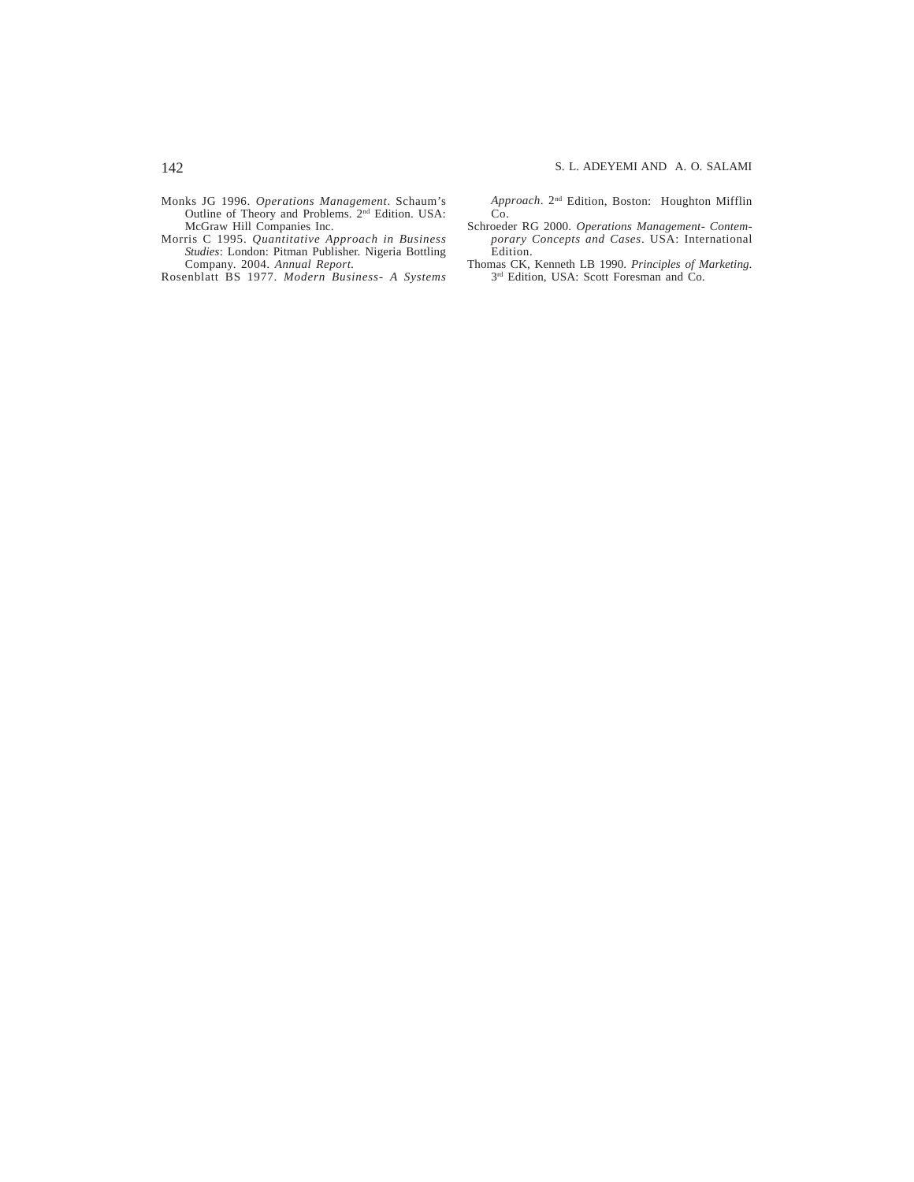Monks JG 1996. *Operations Management*. Schaum's Outline of Theory and Problems. 2nd Edition. USA: McGraw Hill Companies Inc.

Morris C 1995. *Quantitative Approach in Business Studies*: London: Pitman Publisher. Nigeria Bottling Company. 2004. *Annual Report*.

Rosenblatt BS 1977. *Modern Business- A Systems Approach*. 2nd Edition, Boston: Houghton Mifflin Co.

Schroeder RG 2000. *Operations Management- Contemporary Concepts and Cases*. USA: International Edition.

Thomas CK, Kenneth LB 1990. *Principles of Marketing*. 3rd Edition, USA: Scott Foresman and Co.